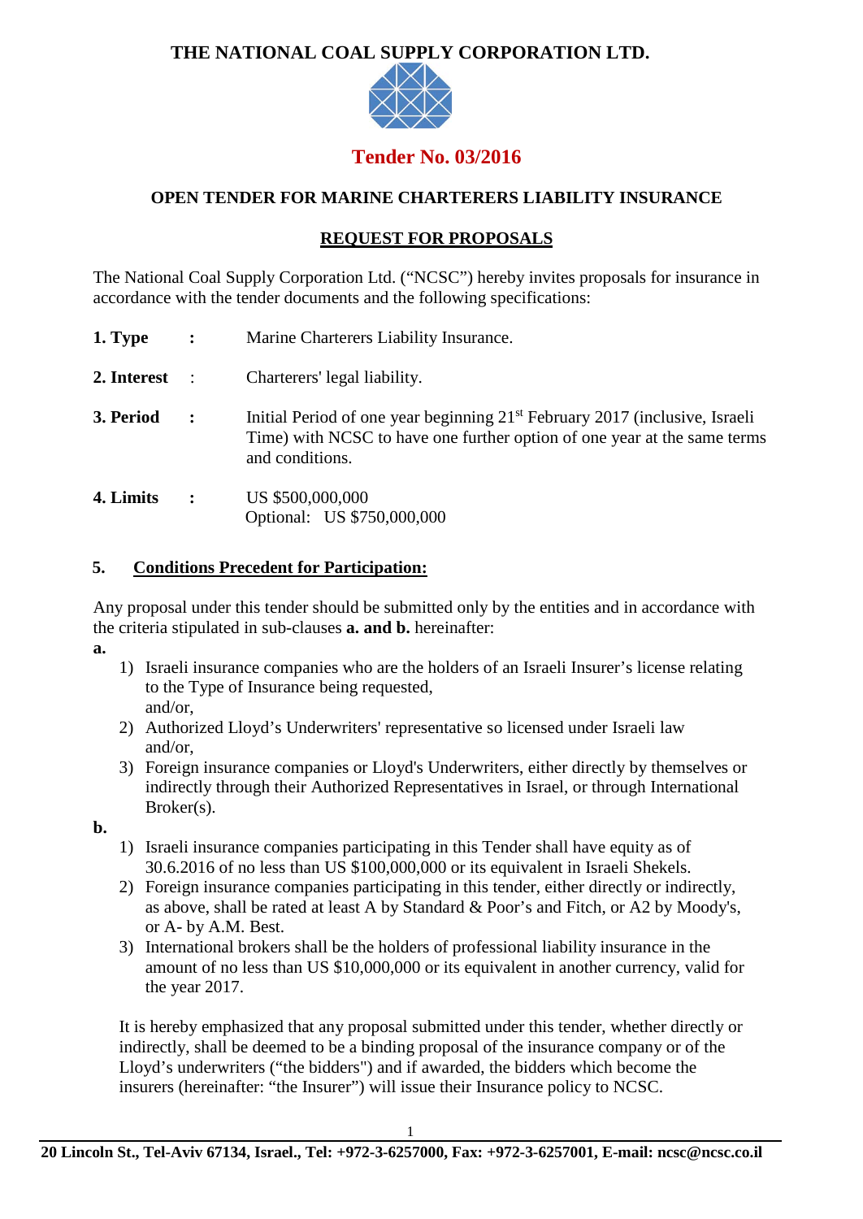# THE NATIONAL COAL SUPPLY CORPORATION LTD.

## Tender No. 03/2016

### OPEN TENDER FOR MARINE CHARTERERS LIABILITY INSURANCE

### REQUEST FOR PROPOSALS

The National Coal Supply Corporation Ltd. ("NCSC") hereby invites proposals for insurance in accordance with the tender documents and the following specifications:

**1. Type** : Marine Charterers Liability Insurance.

**2. Interest** : Charterers' legal liability.

**3. Period** : Initial Period of one year beginning 21st February 2017 (inclusive, Israeli Time) with NCSC to have one further option of one year at the same terms and conditions.

**4. Limits** : US $500,000,000
Optional: US $750,000,000

**5. Conditions Precedent for Participation:**

Any proposal under this tender should be submitted only by the entities and in accordance with the criteria stipulated in sub-clauses **a. and b.** hereinafter:

**a.**

1) Israeli insurance companies who are the holders of an Israeli Insurer's license relating to the Type of Insurance being requested,
and/or,
2) Authorized Lloyd's Underwriters' representative so licensed under Israeli law
and/or,
3) Foreign insurance companies or Lloyd's Underwriters, either directly by themselves or indirectly through their Authorized Representatives in Israel, or through International Broker(s).

**b.**

1) Israeli insurance companies participating in this Tender shall have equity as of 30.6.2016 of no less than US $100,000,000 or its equivalent in Israeli Shekels.
2) Foreign insurance companies participating in this tender, either directly or indirectly, as above, shall be rated at least A by Standard & Poor's and Fitch, or A2 by Moody's, or A- by A.M. Best.
3) International brokers shall be the holders of professional liability insurance in the amount of no less than US $10,000,000 or its equivalent in another currency, valid for the year 2017.

It is hereby emphasized that any proposal submitted under this tender, whether directly or indirectly, shall be deemed to be a binding proposal of the insurance company or of the Lloyd's underwriters ("the bidders") and if awarded, the bidders which become the insurers (hereinafter: "the Insurer") will issue their Insurance policy to NCSC.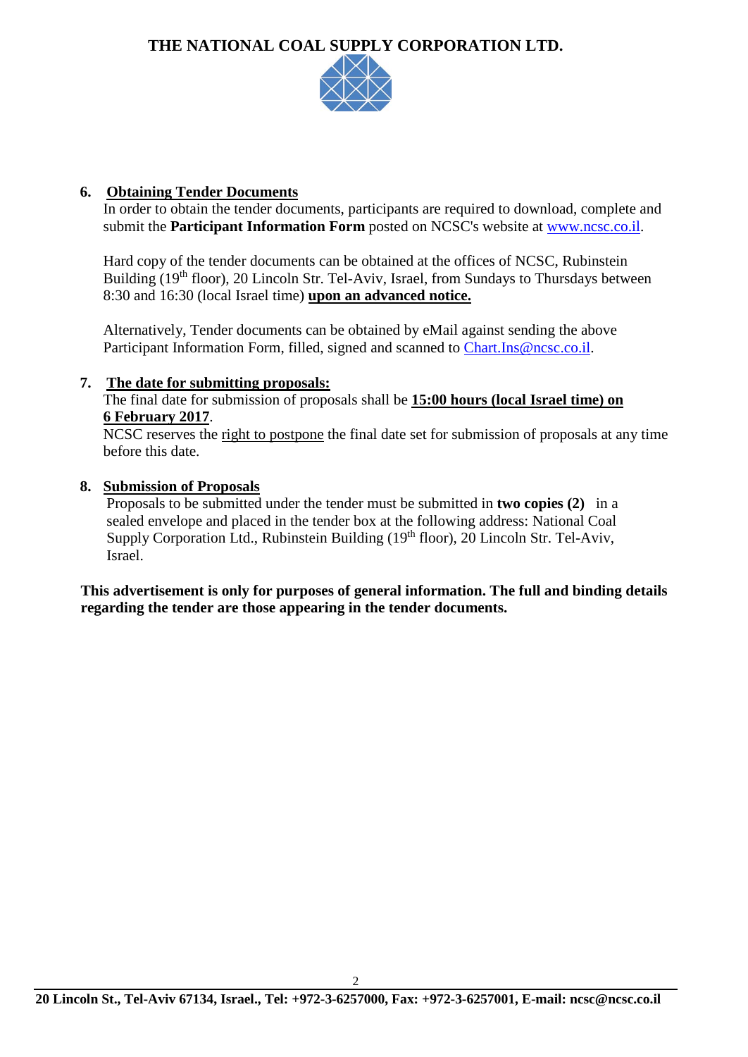6. **Obtaining Tender Documents**

   In order to obtain the tender documents, participants are required to download, complete and submit the **Participant Information Form** posted on NCSC's website at www.ncsc.co.il.

   Hard copy of the tender documents can be obtained at the offices of NCSC, Rubinstein Building (19th floor), 20 Lincoln Str. Tel-Aviv, Israel, from Sundays to Thursdays between 8:30 and 16:30 (local Israel time) **upon an advanced notice.**

   Alternatively, Tender documents can be obtained by eMail against sending the above Participant Information Form, filled, signed and scanned to Chart.Ins@ncsc.co.il.

7. **The date for submitting proposals:**

   The final date for submission of proposals shall be **15:00 hours (local Israel time) on 6 February 2017**.

   NCSC reserves the right to postpone the final date set for submission of proposals at any time before this date.

8. **Submission of Proposals**

   Proposals to be submitted under the tender must be submitted in **two copies (2)** in a sealed envelope and placed in the tender box at the following address: National Coal Supply Corporation Ltd., Rubinstein Building (19th floor), 20 Lincoln Str. Tel-Aviv, Israel.

**This advertisement is only for purposes of general information. The full and binding details regarding the tender are those appearing in the tender documents.**